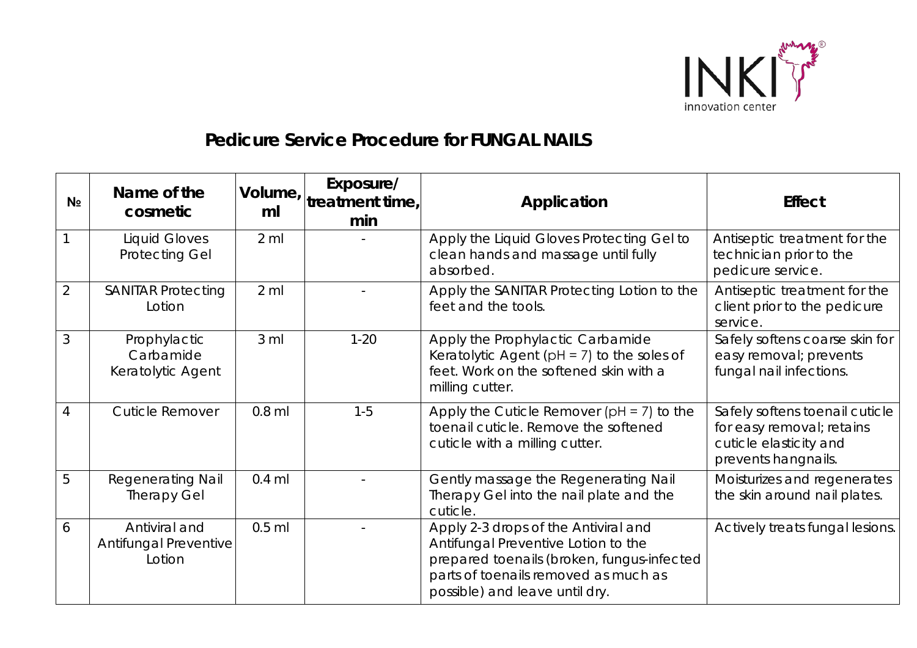# Pedicure Service Procedure for FUNGAL NAILS

| № | Name of the cosmetic | Volume, ml | Exposure/ treatment time, min | Application | Effect |
|---|---|---|---|---|---|
| 1 | Liquid Gloves Protecting Gel | 2 ml | - | Apply the Liquid Gloves Protecting Gel to clean hands and massage until fully absorbed. | Antiseptic treatment for the technician prior to the pedicure service. |
| 2 | SANITAR Protecting Lotion | 2 ml | - | Apply the SANITAR Protecting Lotion to the feet and the tools. | Antiseptic treatment for the client prior to the pedicure service. |
| 3 | Prophylactic Carbamide Keratolytic Agent | 3 ml | 1-20 | Apply the Prophylactic Carbamide Keratolytic Agent (pH = 7) to the soles of feet. Work on the softened skin with a milling cutter. | Safely softens coarse skin for easy removal; prevents fungal nail infections. |
| 4 | Cuticle Remover | 0.8 ml | 1-5 | Apply the Cuticle Remover (pH = 7) to the toenail cuticle. Remove the softened cuticle with a milling cutter. | Safely softens toenail cuticle for easy removal; retains cuticle elasticity and prevents hangnails. |
| 5 | Regenerating Nail Therapy Gel | 0.4 ml | - | Gently massage the Regenerating Nail Therapy Gel into the nail plate and the cuticle. | Moisturizes and regenerates the skin around nail plates. |
| 6 | Antiviral and Antifungal Preventive Lotion | 0.5 ml | - | Apply 2-3 drops of the Antiviral and Antifungal Preventive Lotion to the prepared toenails (broken, fungus-infected parts of toenails removed as much as possible) and leave until dry. | Actively treats fungal lesions. |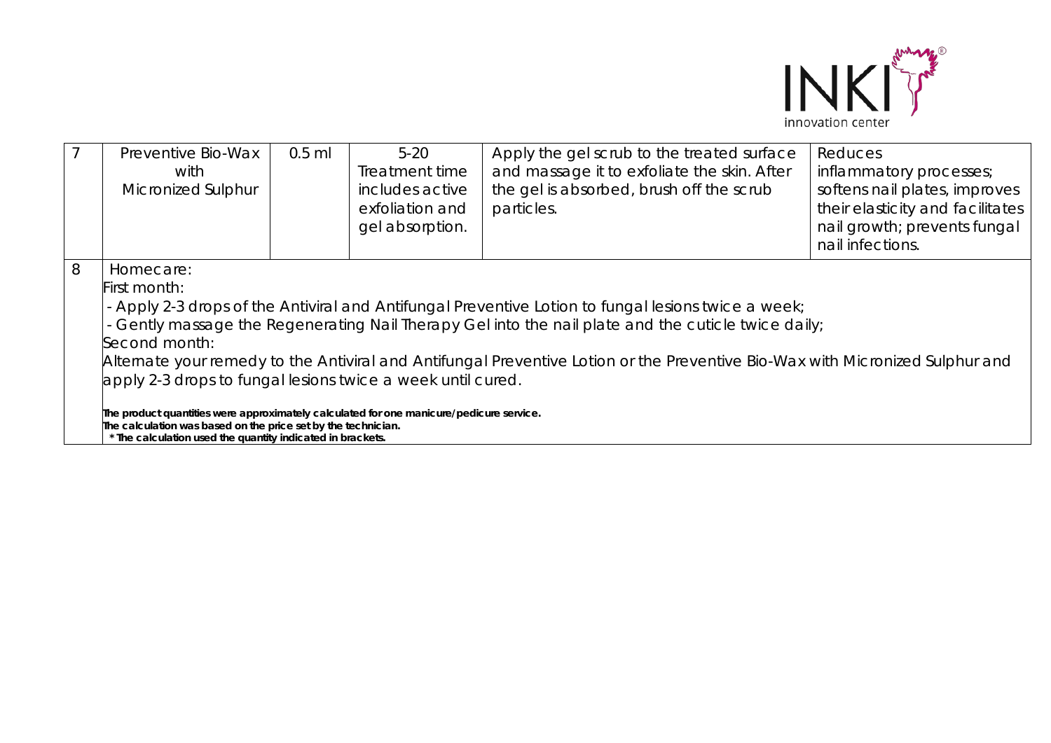| | | | | | |
|---|---|---|---|---|---|
| 7 | Preventive Bio-Wax with Micronized Sulphur | 0.5 ml | 5-20 Treatment time includes active exfoliation and gel absorption. | Apply the gel scrub to the treated surface and massage it to exfoliate the skin. After the gel is absorbed, brush off the scrub particles. | Reduces inflammatory processes; softens nail plates, improves their elasticity and facilitates nail growth; prevents fungal nail infections. |
| 8 | Homecare:<br>First month:<br>- Apply 2-3 drops of the Antiviral and Antifungal Preventive Lotion to fungal lesions twice a week;<br>- Gently massage the Regenerating Nail Therapy Gel into the nail plate and the cuticle twice daily;<br>Second month:<br>Alternate your remedy to the Antiviral and Antifungal Preventive Lotion or the Preventive Bio-Wax with Micronized Sulphur and apply 2-3 drops to fungal lesions twice a week until cured.<br><br>**The product quantities were approximately calculated for one manicure/pedicure service.**<br>**The calculation was based on the price set by the technician.**<br>**\* The calculation used the quantity indicated in brackets.** | | | | |